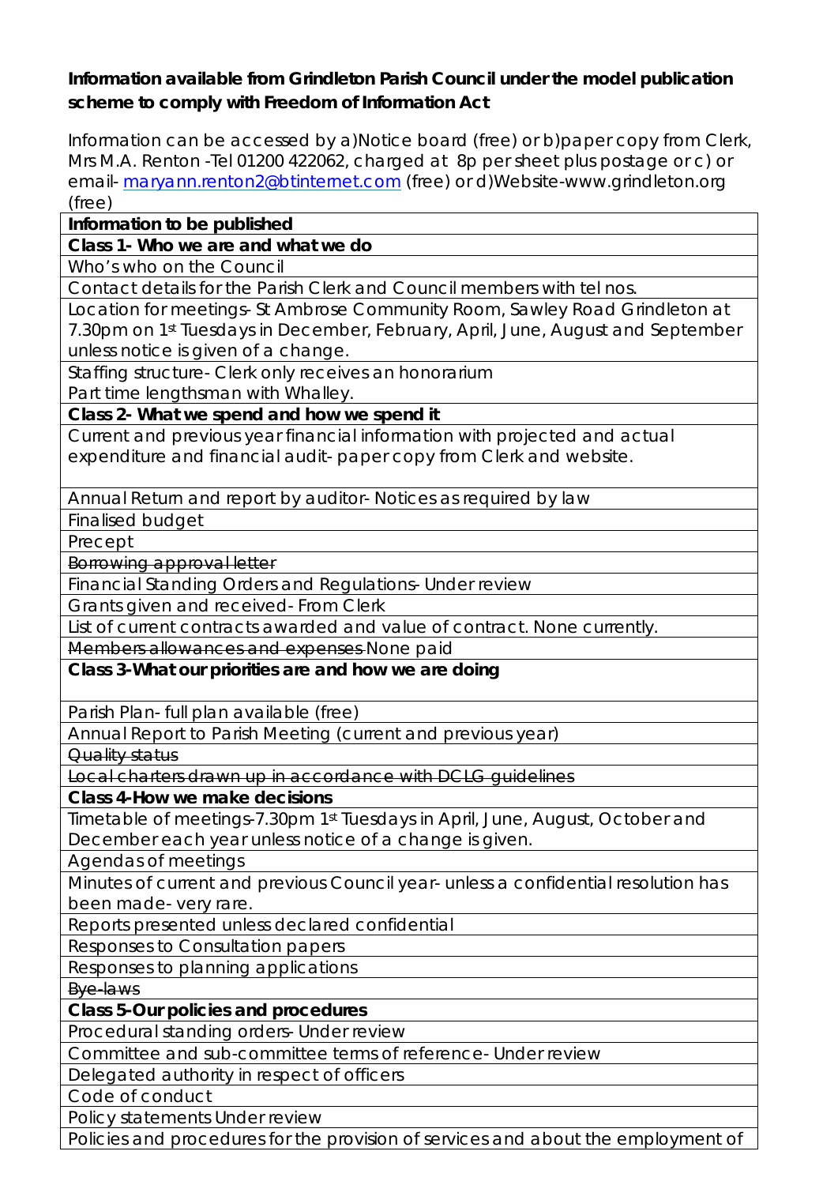**Information available from Grindleton Parish Council under the model publication scheme to comply with Freedom of Information Act**

Information can be accessed by a)Notice board (free) or b)paper copy from Clerk, Mrs M.A. Renton -Tel 01200 422062, charged at 8p per sheet plus postage or c) or email- maryann.renton2@btinternet.com (free) or d)Website-www.grindleton.org (free)

| **Information to be published** |
|---|
| **Class 1- Who we are and what we do** |
| Who's who on the Council |
| Contact details for the Parish Clerk and Council members with tel nos. |
| Location for meetings- St Ambrose Community Room, Sawley Road Grindleton at 7.30pm on 1st Tuesdays in December, February, April, June, August and September unless notice is given of a change. |
| Staffing structure- Clerk only receives an honorarium<br>Part time lengthsman with Whalley. |
| **Class 2- What we spend and how we spend it** |
| Current and previous year financial information with projected and actual expenditure and financial audit- paper copy from Clerk and website. |
| Annual Return and report by auditor- Notices as required by law |
| Finalised budget |
| Precept |
| ~~Borrowing approval letter~~ |
| Financial Standing Orders and Regulations- Under review |
| Grants given and received- From Clerk |
| List of current contracts awarded and value of contract. None currently. |
| ~~Members allowances and expenses~~ None paid |
| **Class 3-What our priorities are and how we are doing** |
| Parish Plan- full plan available (free) |
| Annual Report to Parish Meeting (current and previous year) |
| ~~Quality status~~ |
| ~~Local charters drawn up in accordance with DCLG guidelines~~ |
| **Class 4-How we make decisions** |
| Timetable of meetings-7.30pm 1st Tuesdays in April, June, August, October and December each year unless notice of a change is given. |
| Agendas of meetings |
| Minutes of current and previous Council year- unless a confidential resolution has been made- very rare. |
| Reports presented unless declared confidential |
| Responses to Consultation papers |
| Responses to planning applications |
| ~~Bye-laws~~ |
| **Class 5-Our policies and procedures** |
| Procedural standing orders- Under review |
| Committee and sub-committee terms of reference- Under review |
| Delegated authority in respect of officers |
| Code of conduct |
| Policy statements Under review |
| Policies and procedures for the provision of services and about the employment of |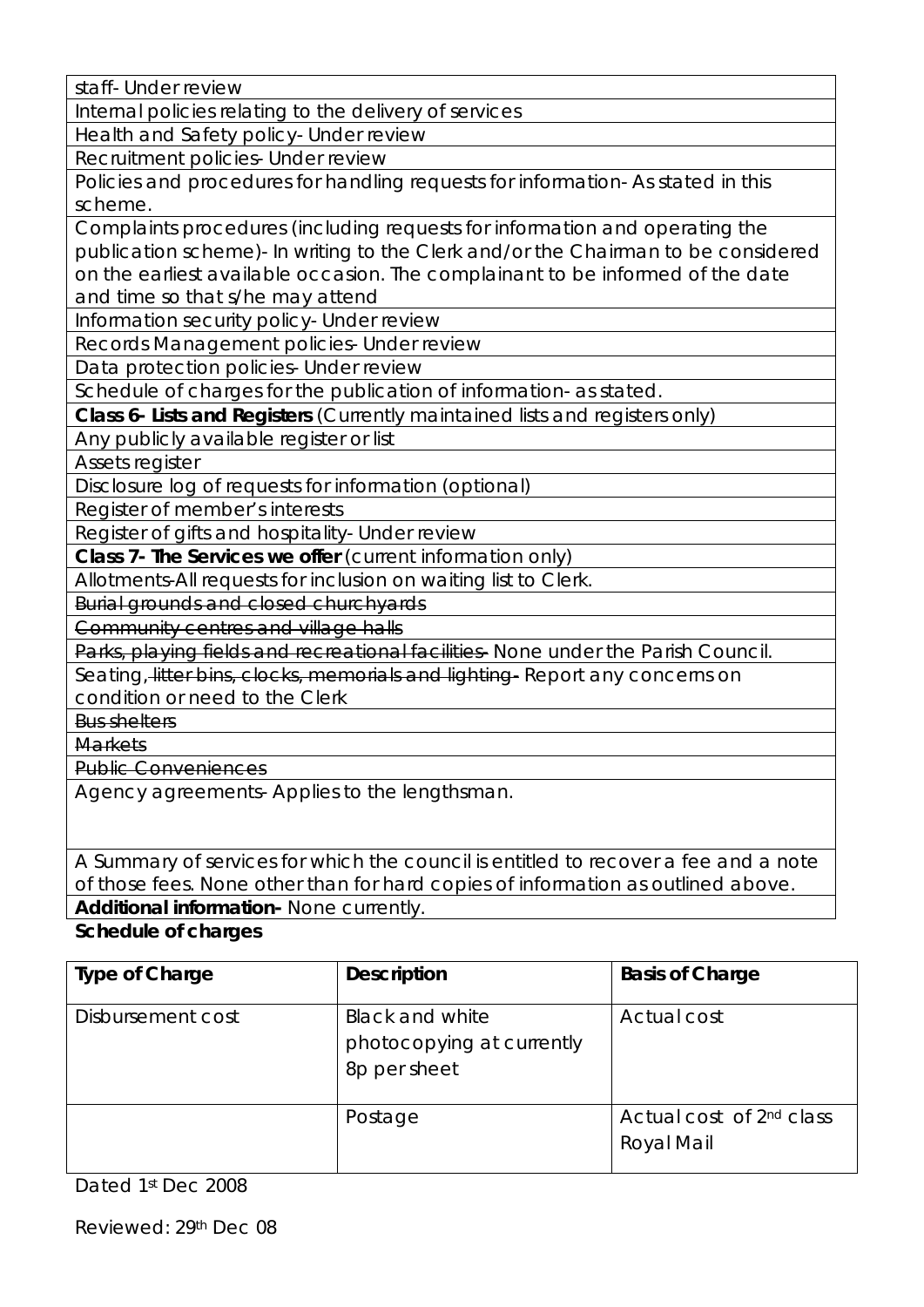| |
|---|
| staff- Under review |
| Internal policies relating to the delivery of services |
| Health and Safety policy- Under review |
| Recruitment policies- Under review |
| Policies and procedures for handling requests for information- As stated in this scheme. |
| Complaints procedures (including requests for information and operating the publication scheme)- In writing to the Clerk and/or the Chairman to be considered on the earliest available occasion. The complainant to be informed of the date and time so that s/he may attend |
| Information security policy- Under review |
| Records Management policies- Under review |
| Data protection policies- Under review |
| Schedule of charges for the publication of information- as stated. |
| **Class 6- Lists and Registers** (Currently maintained lists and registers only) |
| Any publicly available register or list |
| Assets register |
| Disclosure log of requests for information (optional) |
| Register of member's interests |
| Register of gifts and hospitality- Under review |
| **Class 7- The Services we offer** (current information only) |
| Allotments-All requests for inclusion on waiting list to Clerk. |
| ~~Burial grounds and closed churchyards~~ |
| ~~Community centres and village halls~~ |
| ~~Parks, playing fields and recreational facilities-~~ None under the Parish Council. |
| Seating, ~~litter bins, clocks, memorials and lighting-~~ Report any concerns on condition or need to the Clerk |
| ~~Bus shelters~~ |
| ~~Markets~~ |
| ~~Public Conveniences~~ |
| Agency agreements- Applies to the lengthsman. |
| A Summary of services for which the council is entitled to recover a fee and a note of those fees. None other than for hard copies of information as outlined above. |
| **Additional information-** None currently. |

**Schedule of charges**

| Type of Charge | Description | Basis of Charge |
|---|---|---|
| Disbursement cost | Black and white photocopying at currently 8p per sheet | Actual cost |
| | Postage | Actual cost of 2nd class Royal Mail |

Dated 1st Dec 2008

Reviewed: 29th Dec 08